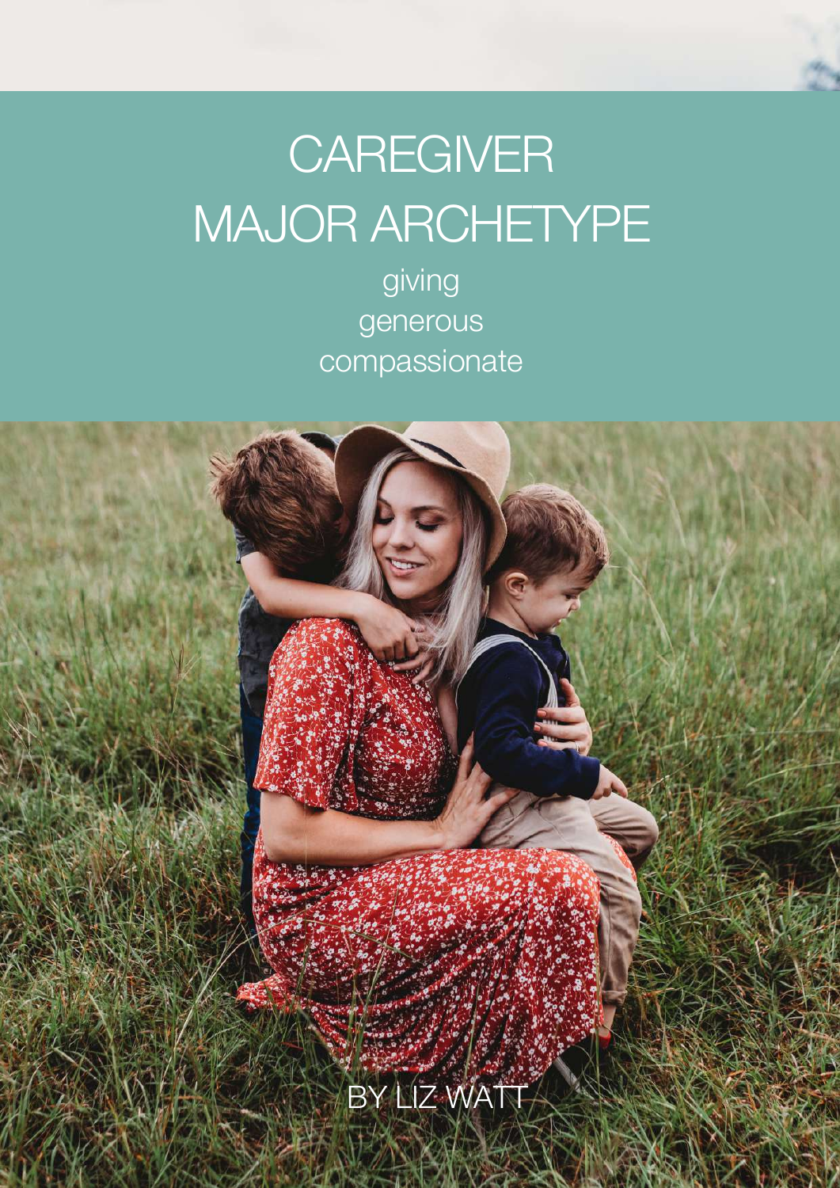# CAREGIVER MAJOR ARCHETYPE

giving
generous
compassionate

BY LIZ WATT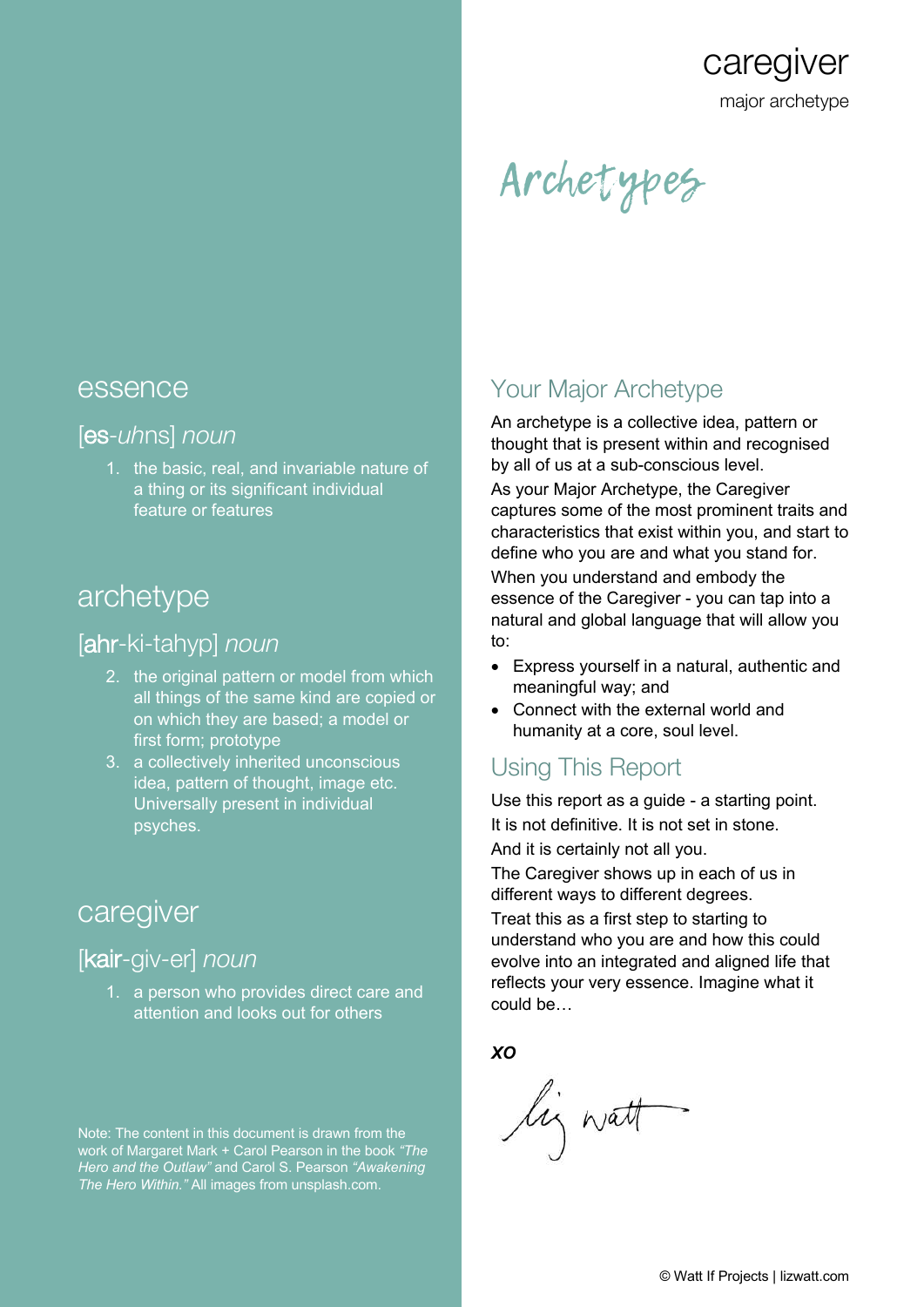# caregiver

major archetype

## Archetypes

## essence

### [es-*uhns*] *noun*

1. the basic, real, and invariable nature of a thing or its significant individual feature or features

## archetype

### [ahr-ki-tahyp] *noun*

2. the original pattern or model from which all things of the same kind are copied or on which they are based; a model or first form; prototype
3. a collectively inherited unconscious idea, pattern of thought, image etc. Universally present in individual psyches.

## caregiver

### [kair-giv-er] *noun*

1. a person who provides direct care and attention and looks out for others

Note: The content in this document is drawn from the work of Margaret Mark + Carol Pearson in the book *"The Hero and the Outlaw"* and Carol S. Pearson *"Awakening The Hero Within."* All images from unsplash.com.

## Your Major Archetype

An archetype is a collective idea, pattern or thought that is present within and recognised by all of us at a sub-conscious level.

As your Major Archetype, the Caregiver captures some of the most prominent traits and characteristics that exist within you, and start to define who you are and what you stand for.

When you understand and embody the essence of the Caregiver - you can tap into a natural and global language that will allow you to:

- Express yourself in a natural, authentic and meaningful way; and
- Connect with the external world and humanity at a core, soul level.

## Using This Report

Use this report as a guide - a starting point.

It is not definitive. It is not set in stone.

And it is certainly not all you.

The Caregiver shows up in each of us in different ways to different degrees.

Treat this as a first step to starting to understand who you are and how this could evolve into an integrated and aligned life that reflects your very essence. Imagine what it could be…

***XO***

Liz Watt

© Watt If Projects | lizwatt.com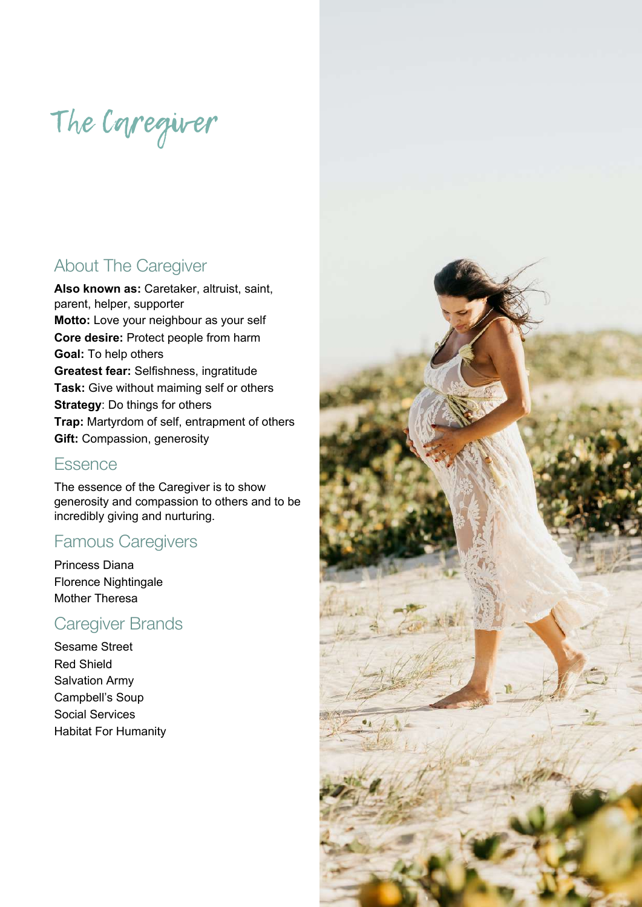# The Caregiver

## About The Caregiver

**Also known as:** Caretaker, altruist, saint, parent, helper, supporter
**Motto:** Love your neighbour as your self
**Core desire:** Protect people from harm
**Goal:** To help others
**Greatest fear:** Selfishness, ingratitude
**Task:** Give without maiming self or others
**Strategy**: Do things for others
**Trap:** Martyrdom of self, entrapment of others
**Gift:** Compassion, generosity

## Essence

The essence of the Caregiver is to show generosity and compassion to others and to be incredibly giving and nurturing.

## Famous Caregivers

Princess Diana
Florence Nightingale
Mother Theresa

## Caregiver Brands

Sesame Street
Red Shield
Salvation Army
Campbell's Soup
Social Services
Habitat For Humanity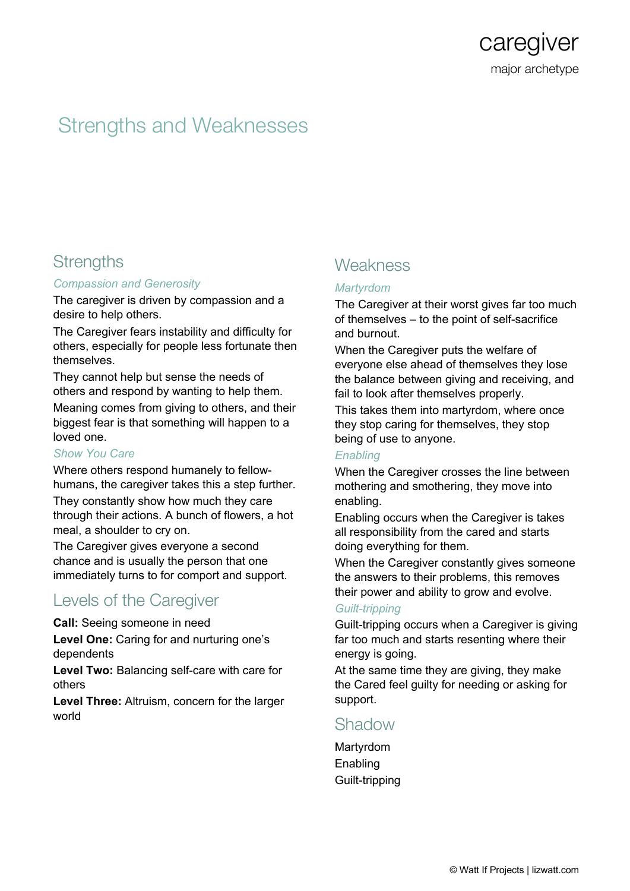# Strengths and Weaknesses

## Strengths

### *Compassion and Generosity*

The caregiver is driven by compassion and a desire to help others.

The Caregiver fears instability and difficulty for others, especially for people less fortunate then themselves.

They cannot help but sense the needs of others and respond by wanting to help them.

Meaning comes from giving to others, and their biggest fear is that something will happen to a loved one.

### *Show You Care*

Where others respond humanely to fellow-humans, the caregiver takes this a step further.

They constantly show how much they care through their actions. A bunch of flowers, a hot meal, a shoulder to cry on.

The Caregiver gives everyone a second chance and is usually the person that one immediately turns to for comport and support.

## Levels of the Caregiver

**Call:** Seeing someone in need

**Level One:** Caring for and nurturing one's dependents

**Level Two:** Balancing self-care with care for others

**Level Three:** Altruism, concern for the larger world

## Weakness

### *Martyrdom*

The Caregiver at their worst gives far too much of themselves – to the point of self-sacrifice and burnout.

When the Caregiver puts the welfare of everyone else ahead of themselves they lose the balance between giving and receiving, and fail to look after themselves properly.

This takes them into martyrdom, where once they stop caring for themselves, they stop being of use to anyone.

### *Enabling*

When the Caregiver crosses the line between mothering and smothering, they move into enabling.

Enabling occurs when the Caregiver is takes all responsibility from the cared and starts doing everything for them.

When the Caregiver constantly gives someone the answers to their problems, this removes their power and ability to grow and evolve.

### *Guilt-tripping*

Guilt-tripping occurs when a Caregiver is giving far too much and starts resenting where their energy is going.

At the same time they are giving, they make the Cared feel guilty for needing or asking for support.

## Shadow

Martyrdom
Enabling
Guilt-tripping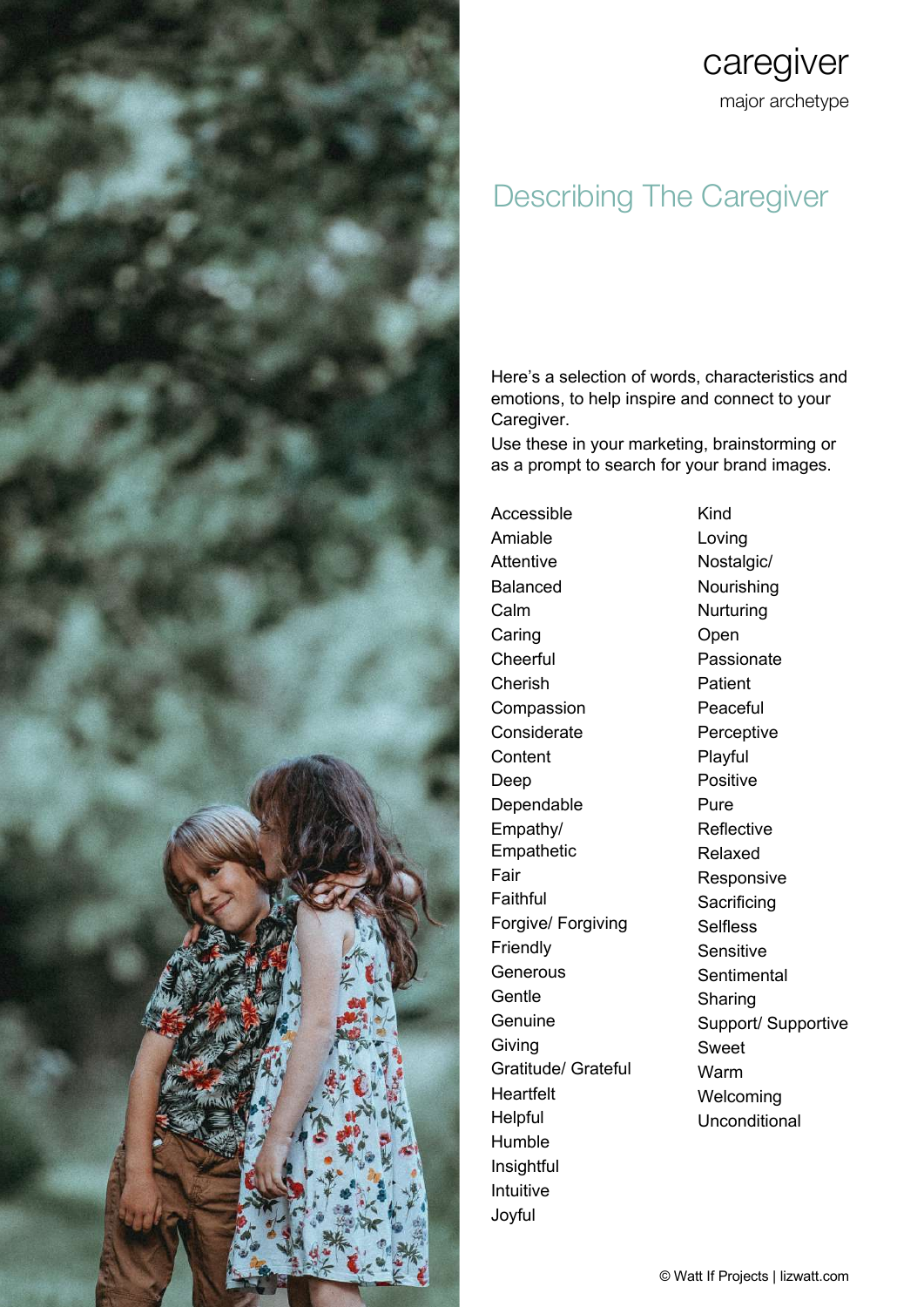# caregiver

major archetype

## Describing The Caregiver

Here's a selection of words, characteristics and emotions, to help inspire and connect to your Caregiver.

Use these in your marketing, brainstorming or as a prompt to search for your brand images.

- Accessible
- Amiable
- Attentive
- Balanced
- Calm
- Caring
- Cheerful
- Cherish
- Compassion
- Considerate
- Content
- Deep
- Dependable
- Empathy/ Empathetic
- Fair
- Faithful
- Forgive/ Forgiving
- Friendly
- Generous
- Gentle
- Genuine
- Giving
- Gratitude/ Grateful
- Heartfelt
- Helpful
- Humble
- Insightful
- Intuitive
- Joyful
- Kind
- Loving
- Nostalgic/
- Nourishing
- Nurturing
- Open
- Passionate
- Patient
- Peaceful
- Perceptive
- Playful
- Positive
- Pure
- Reflective
- Relaxed
- Responsive
- Sacrificing
- Selfless
- Sensitive
- Sentimental
- Sharing
- Support/ Supportive
- Sweet
- Warm
- Welcoming
- Unconditional

© Watt If Projects | lizwatt.com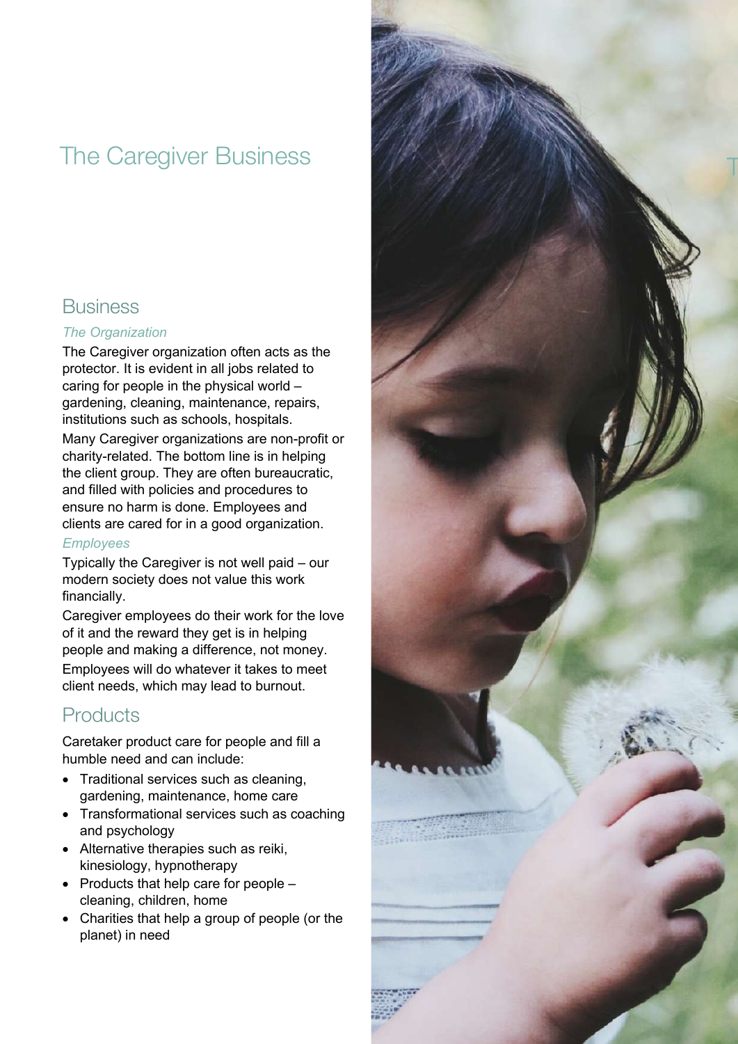# The Caregiver Business

## Business

### *The Organization*

The Caregiver organization often acts as the protector. It is evident in all jobs related to caring for people in the physical world – gardening, cleaning, maintenance, repairs, institutions such as schools, hospitals.

Many Caregiver organizations are non-profit or charity-related. The bottom line is in helping the client group. They are often bureaucratic, and filled with policies and procedures to ensure no harm is done. Employees and clients are cared for in a good organization.

### *Employees*

Typically the Caregiver is not well paid – our modern society does not value this work financially.

Caregiver employees do their work for the love of it and the reward they get is in helping people and making a difference, not money.

Employees will do whatever it takes to meet client needs, which may lead to burnout.

## Products

Caretaker product care for people and fill a humble need and can include:

- Traditional services such as cleaning, gardening, maintenance, home care
- Transformational services such as coaching and psychology
- Alternative therapies such as reiki, kinesiology, hypnotherapy
- Products that help care for people – cleaning, children, home
- Charities that help a group of people (or the planet) in need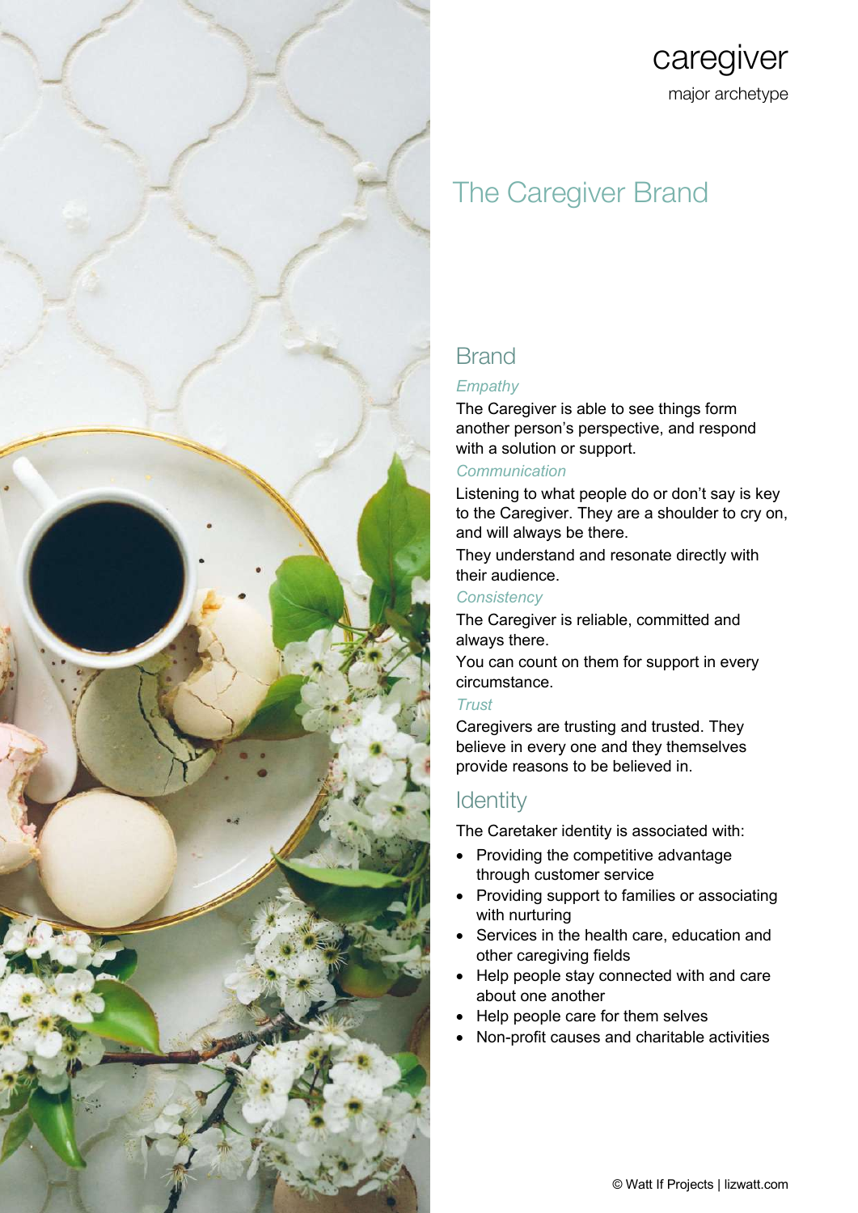caregiver

major archetype

# The Caregiver Brand

## Brand

### *Empathy*

The Caregiver is able to see things form another person's perspective, and respond with a solution or support.

### *Communication*

Listening to what people do or don't say is key to the Caregiver. They are a shoulder to cry on, and will always be there.

They understand and resonate directly with their audience.

### *Consistency*

The Caregiver is reliable, committed and always there.

You can count on them for support in every circumstance.

### *Trust*

Caregivers are trusting and trusted. They believe in every one and they themselves provide reasons to be believed in.

## Identity

The Caretaker identity is associated with:

- Providing the competitive advantage through customer service
- Providing support to families or associating with nurturing
- Services in the health care, education and other caregiving fields
- Help people stay connected with and care about one another
- Help people care for them selves
- Non-profit causes and charitable activities

© Watt If Projects | lizwatt.com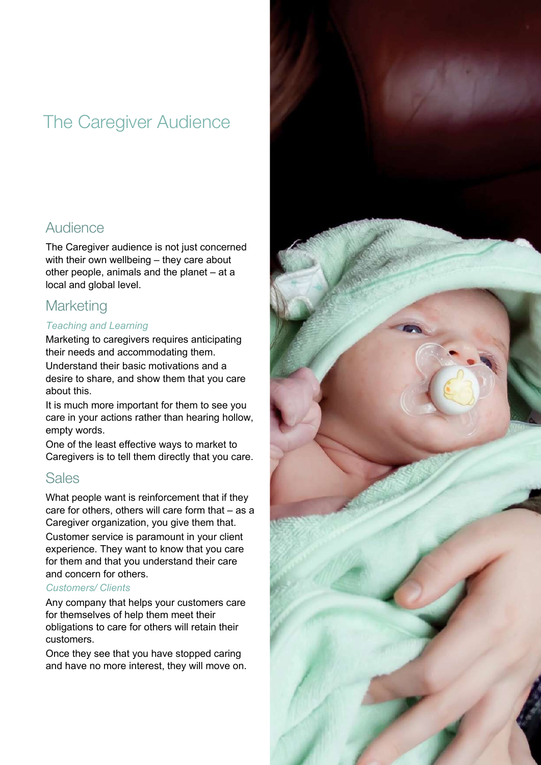# The Caregiver Audience

## Audience

The Caregiver audience is not just concerned with their own wellbeing – they care about other people, animals and the planet – at a local and global level.

## Marketing

*Teaching and Learning*

Marketing to caregivers requires anticipating their needs and accommodating them.

Understand their basic motivations and a desire to share, and show them that you care about this.

It is much more important for them to see you care in your actions rather than hearing hollow, empty words.

One of the least effective ways to market to Caregivers is to tell them directly that you care.

## Sales

What people want is reinforcement that if they care for others, others will care form that – as a Caregiver organization, you give them that.

Customer service is paramount in your client experience. They want to know that you care for them and that you understand their care and concern for others.

*Customers/ Clients*

Any company that helps your customers care for themselves of help them meet their obligations to care for others will retain their customers.

Once they see that you have stopped caring and have no more interest, they will move on.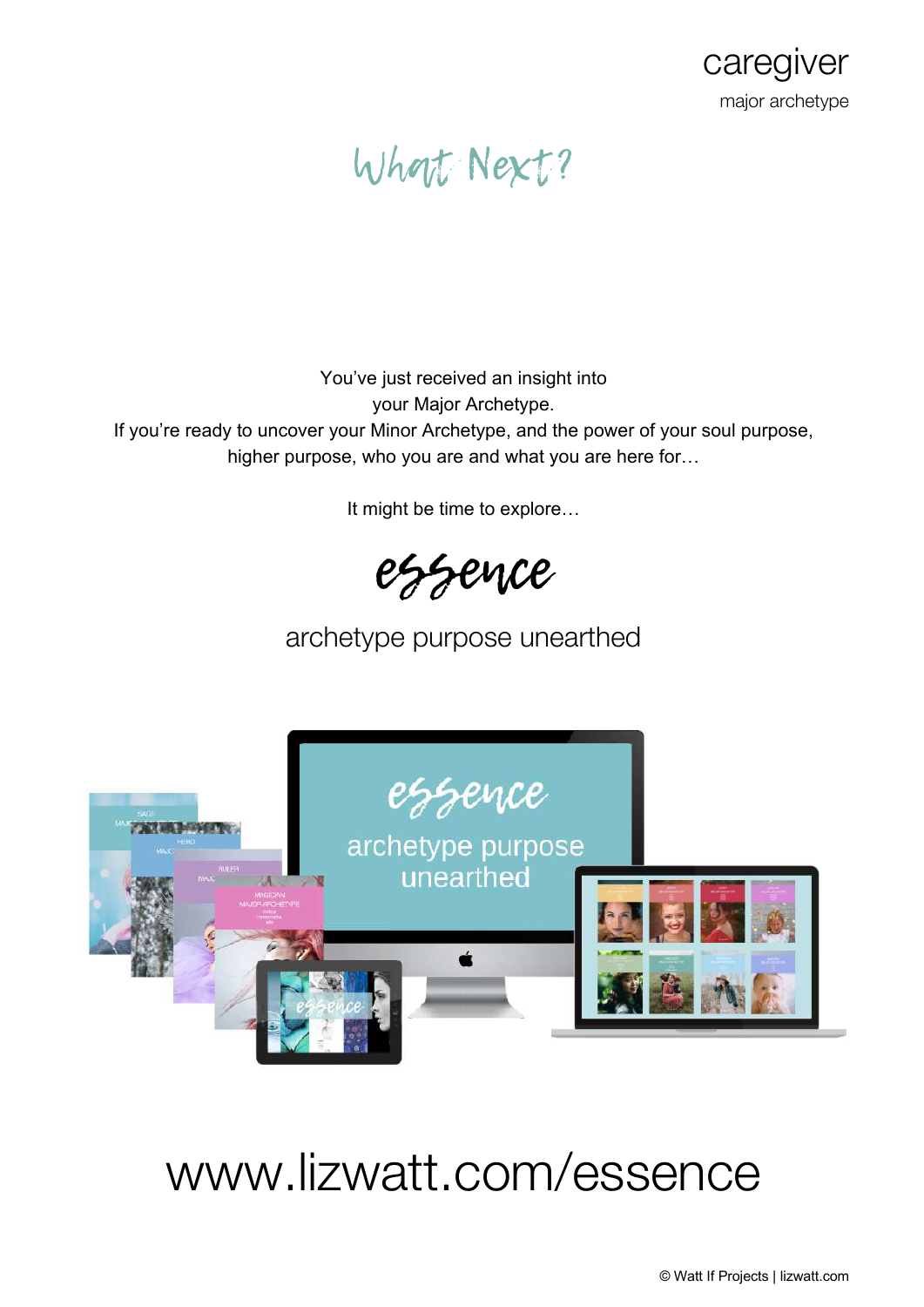caregiver
major archetype

# What Next?

You've just received an insight into
your Major Archetype.
If you're ready to uncover your Minor Archetype, and the power of your soul purpose,
higher purpose, who you are and what you are here for…

It might be time to explore…

## essence

archetype purpose unearthed

www.lizwatt.com/essence

© Watt If Projects | lizwatt.com